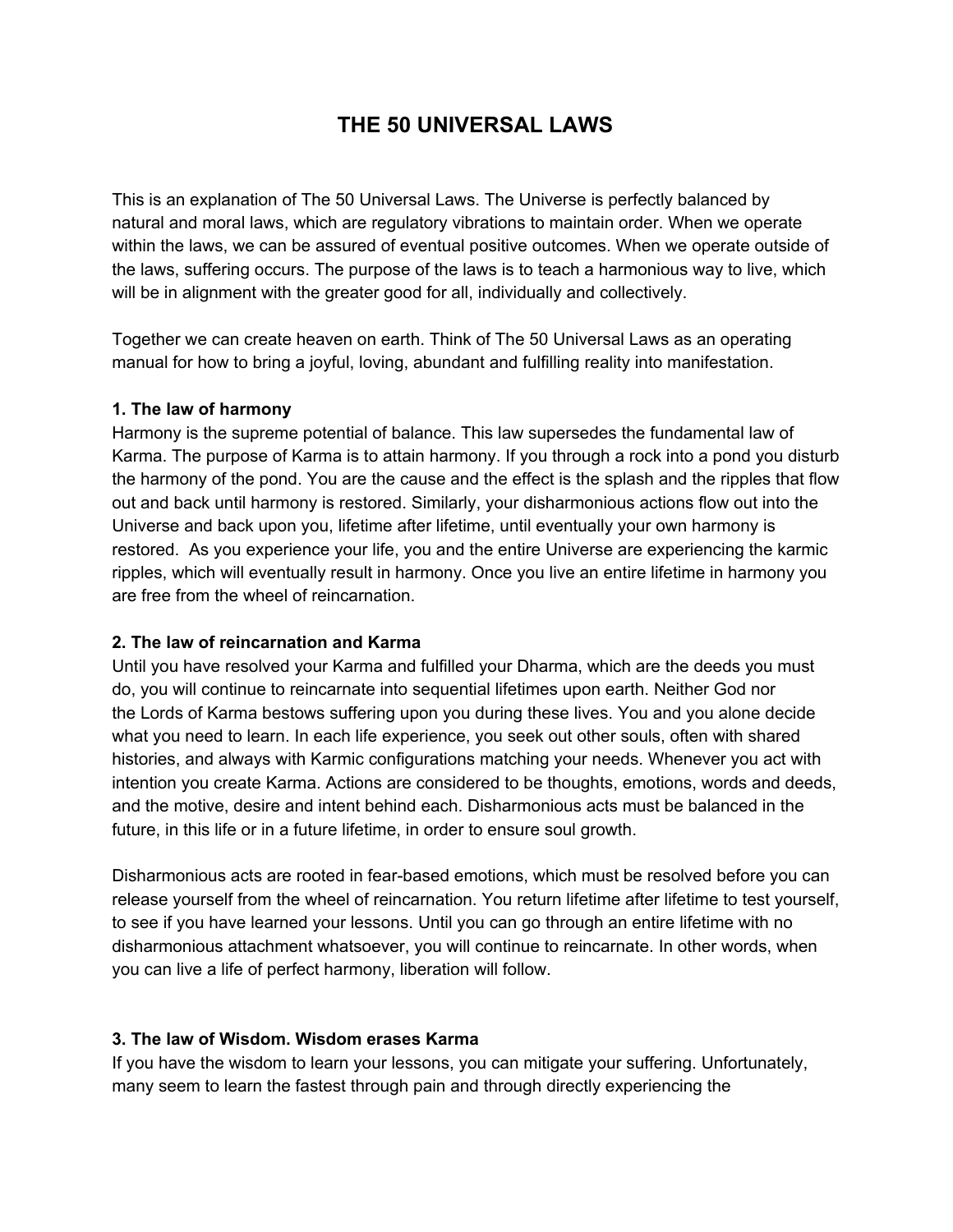# THE 50 UNIVERSAL LAWS

This is an explanation of The 50 Universal Laws. The Universe is perfectly balanced by natural and moral laws, which are regulatory vibrations to maintain order. When we operate within the laws, we can be assured of eventual positive outcomes. When we operate outside of the laws, suffering occurs. The purpose of the laws is to teach a harmonious way to live, which will be in alignment with the greater good for all, individually and collectively.

Together we can create heaven on earth. Think of The 50 Universal Laws as an operating manual for how to bring a joyful, loving, abundant and fulfilling reality into manifestation.

**1. The law of harmony**

Harmony is the supreme potential of balance. This law supersedes the fundamental law of Karma. The purpose of Karma is to attain harmony. If you through a rock into a pond you disturb the harmony of the pond. You are the cause and the effect is the splash and the ripples that flow out and back until harmony is restored. Similarly, your disharmonious actions flow out into the Universe and back upon you, lifetime after lifetime, until eventually your own harmony is restored. As you experience your life, you and the entire Universe are experiencing the karmic ripples, which will eventually result in harmony. Once you live an entire lifetime in harmony you are free from the wheel of reincarnation.

**2. The law of reincarnation and Karma**

Until you have resolved your Karma and fulfilled your Dharma, which are the deeds you must do, you will continue to reincarnate into sequential lifetimes upon earth. Neither God nor the Lords of Karma bestows suffering upon you during these lives. You and you alone decide what you need to learn. In each life experience, you seek out other souls, often with shared histories, and always with Karmic configurations matching your needs. Whenever you act with intention you create Karma. Actions are considered to be thoughts, emotions, words and deeds, and the motive, desire and intent behind each. Disharmonious acts must be balanced in the future, in this life or in a future lifetime, in order to ensure soul growth.

Disharmonious acts are rooted in fear-based emotions, which must be resolved before you can release yourself from the wheel of reincarnation. You return lifetime after lifetime to test yourself, to see if you have learned your lessons. Until you can go through an entire lifetime with no disharmonious attachment whatsoever, you will continue to reincarnate. In other words, when you can live a life of perfect harmony, liberation will follow.

**3. The law of Wisdom. Wisdom erases Karma**

If you have the wisdom to learn your lessons, you can mitigate your suffering. Unfortunately, many seem to learn the fastest through pain and through directly experiencing the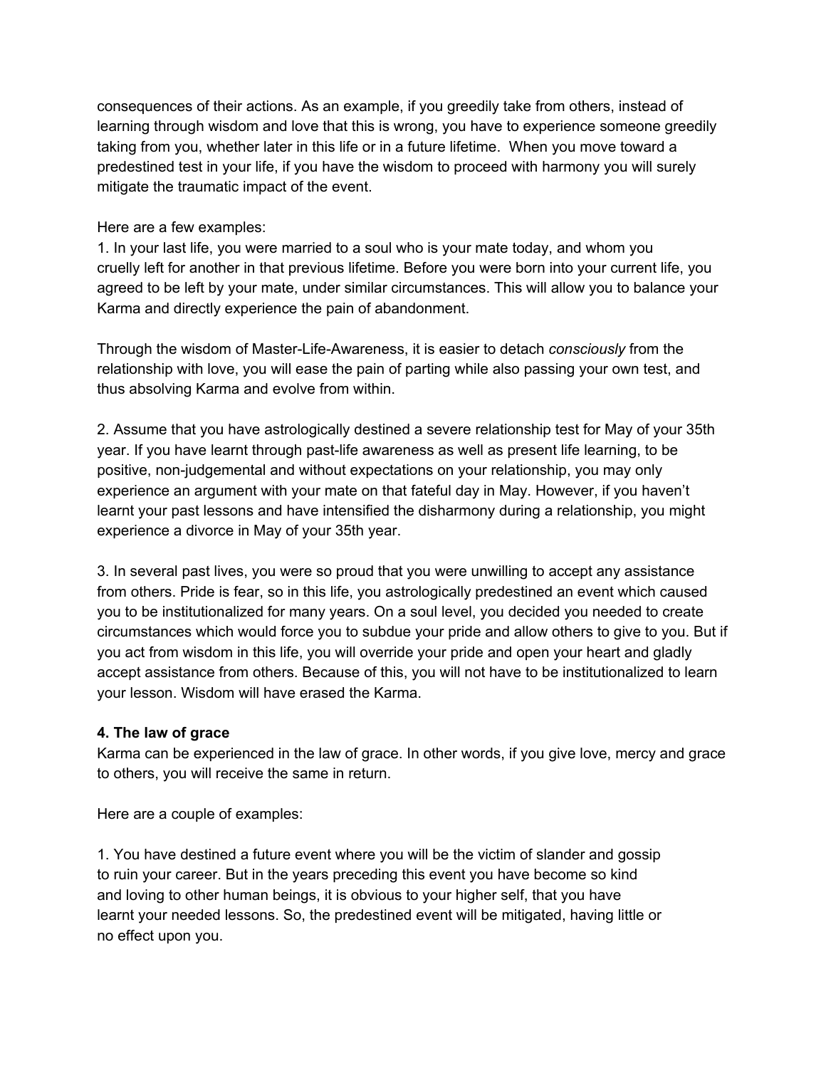consequences of their actions. As an example, if you greedily take from others, instead of learning through wisdom and love that this is wrong, you have to experience someone greedily taking from you, whether later in this life or in a future lifetime. When you move toward a predestined test in your life, if you have the wisdom to proceed with harmony you will surely mitigate the traumatic impact of the event.

Here are a few examples:

1. In your last life, you were married to a soul who is your mate today, and whom you cruelly left for another in that previous lifetime. Before you were born into your current life, you agreed to be left by your mate, under similar circumstances. This will allow you to balance your Karma and directly experience the pain of abandonment.

Through the wisdom of Master-Life-Awareness, it is easier to detach *consciously* from the relationship with love, you will ease the pain of parting while also passing your own test, and thus absolving Karma and evolve from within.

2. Assume that you have astrologically destined a severe relationship test for May of your 35th year. If you have learnt through past-life awareness as well as present life learning, to be positive, non-judgemental and without expectations on your relationship, you may only experience an argument with your mate on that fateful day in May. However, if you haven't learnt your past lessons and have intensified the disharmony during a relationship, you might experience a divorce in May of your 35th year.

3. In several past lives, you were so proud that you were unwilling to accept any assistance from others. Pride is fear, so in this life, you astrologically predestined an event which caused you to be institutionalized for many years. On a soul level, you decided you needed to create circumstances which would force you to subdue your pride and allow others to give to you. But if you act from wisdom in this life, you will override your pride and open your heart and gladly accept assistance from others. Because of this, you will not have to be institutionalized to learn your lesson. Wisdom will have erased the Karma.

**4. The law of grace**

Karma can be experienced in the law of grace. In other words, if you give love, mercy and grace to others, you will receive the same in return.

Here are a couple of examples:

1. You have destined a future event where you will be the victim of slander and gossip to ruin your career. But in the years preceding this event you have become so kind and loving to other human beings, it is obvious to your higher self, that you have learnt your needed lessons. So, the predestined event will be mitigated, having little or no effect upon you.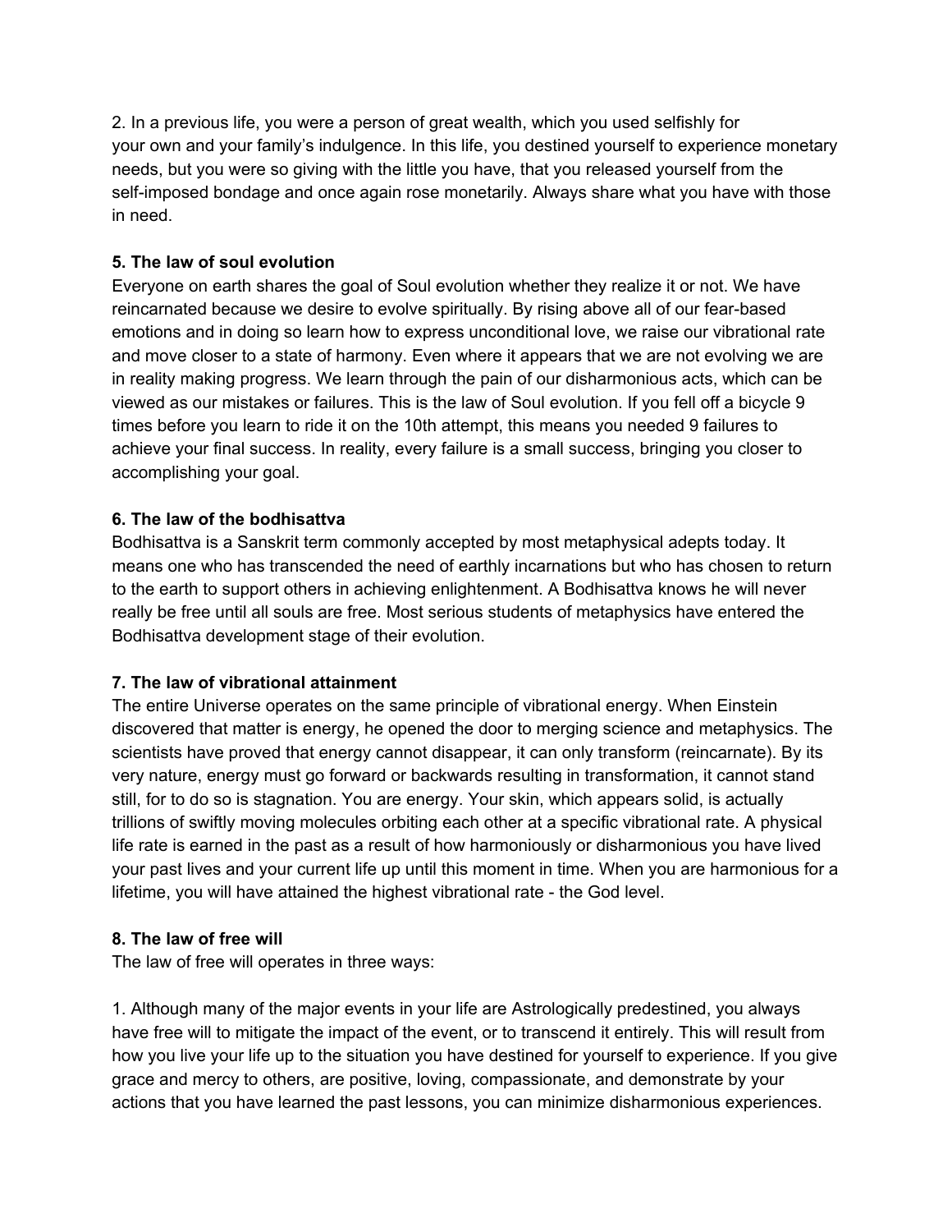2. In a previous life, you were a person of great wealth, which you used selfishly for your own and your family's indulgence. In this life, you destined yourself to experience monetary needs, but you were so giving with the little you have, that you released yourself from the self-imposed bondage and once again rose monetarily. Always share what you have with those in need.

**5. The law of soul evolution**

Everyone on earth shares the goal of Soul evolution whether they realize it or not. We have reincarnated because we desire to evolve spiritually. By rising above all of our fear-based emotions and in doing so learn how to express unconditional love, we raise our vibrational rate and move closer to a state of harmony. Even where it appears that we are not evolving we are in reality making progress. We learn through the pain of our disharmonious acts, which can be viewed as our mistakes or failures. This is the law of Soul evolution. If you fell off a bicycle 9 times before you learn to ride it on the 10th attempt, this means you needed 9 failures to achieve your final success. In reality, every failure is a small success, bringing you closer to accomplishing your goal.

**6. The law of the bodhisattva**

Bodhisattva is a Sanskrit term commonly accepted by most metaphysical adepts today. It means one who has transcended the need of earthly incarnations but who has chosen to return to the earth to support others in achieving enlightenment. A Bodhisattva knows he will never really be free until all souls are free. Most serious students of metaphysics have entered the Bodhisattva development stage of their evolution.

**7. The law of vibrational attainment**

The entire Universe operates on the same principle of vibrational energy. When Einstein discovered that matter is energy, he opened the door to merging science and metaphysics. The scientists have proved that energy cannot disappear, it can only transform (reincarnate). By its very nature, energy must go forward or backwards resulting in transformation, it cannot stand still, for to do so is stagnation. You are energy. Your skin, which appears solid, is actually trillions of swiftly moving molecules orbiting each other at a specific vibrational rate. A physical life rate is earned in the past as a result of how harmoniously or disharmonious you have lived your past lives and your current life up until this moment in time. When you are harmonious for a lifetime, you will have attained the highest vibrational rate - the God level.

**8. The law of free will**

The law of free will operates in three ways:

1. Although many of the major events in your life are Astrologically predestined, you always have free will to mitigate the impact of the event, or to transcend it entirely. This will result from how you live your life up to the situation you have destined for yourself to experience. If you give grace and mercy to others, are positive, loving, compassionate, and demonstrate by your actions that you have learned the past lessons, you can minimize disharmonious experiences.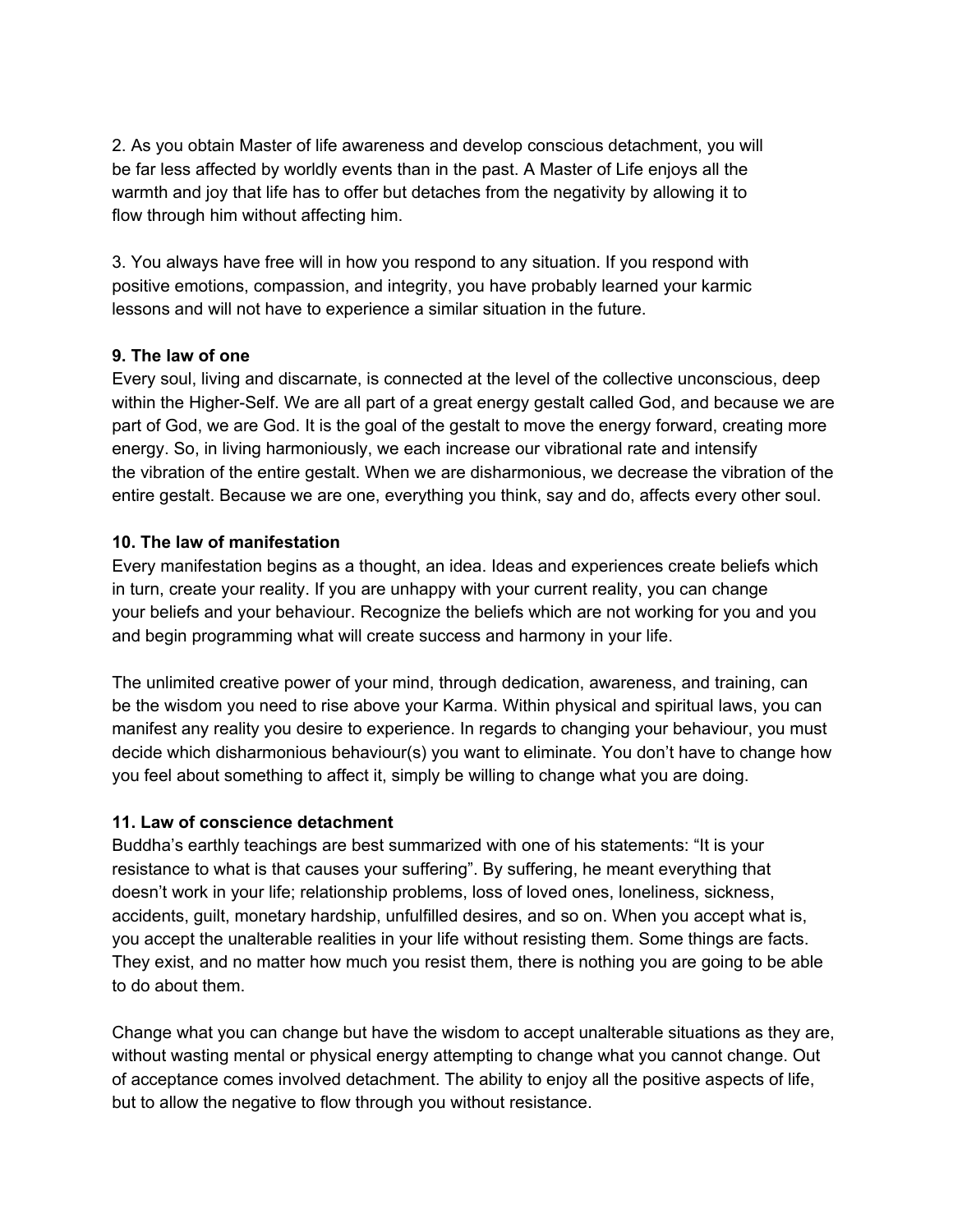2. As you obtain Master of life awareness and develop conscious detachment, you will be far less affected by worldly events than in the past. A Master of Life enjoys all the warmth and joy that life has to offer but detaches from the negativity by allowing it to flow through him without affecting him.

3. You always have free will in how you respond to any situation. If you respond with positive emotions, compassion, and integrity, you have probably learned your karmic lessons and will not have to experience a similar situation in the future.

**9. The law of one**

Every soul, living and discarnate, is connected at the level of the collective unconscious, deep within the Higher-Self. We are all part of a great energy gestalt called God, and because we are part of God, we are God. It is the goal of the gestalt to move the energy forward, creating more energy. So, in living harmoniously, we each increase our vibrational rate and intensify the vibration of the entire gestalt. When we are disharmonious, we decrease the vibration of the entire gestalt. Because we are one, everything you think, say and do, affects every other soul.

**10. The law of manifestation**

Every manifestation begins as a thought, an idea. Ideas and experiences create beliefs which in turn, create your reality. If you are unhappy with your current reality, you can change your beliefs and your behaviour. Recognize the beliefs which are not working for you and you and begin programming what will create success and harmony in your life.

The unlimited creative power of your mind, through dedication, awareness, and training, can be the wisdom you need to rise above your Karma. Within physical and spiritual laws, you can manifest any reality you desire to experience. In regards to changing your behaviour, you must decide which disharmonious behaviour(s) you want to eliminate. You don't have to change how you feel about something to affect it, simply be willing to change what you are doing.

**11. Law of conscience detachment**

Buddha's earthly teachings are best summarized with one of his statements: "It is your resistance to what is that causes your suffering". By suffering, he meant everything that doesn't work in your life; relationship problems, loss of loved ones, loneliness, sickness, accidents, guilt, monetary hardship, unfulfilled desires, and so on. When you accept what is, you accept the unalterable realities in your life without resisting them. Some things are facts. They exist, and no matter how much you resist them, there is nothing you are going to be able to do about them.

Change what you can change but have the wisdom to accept unalterable situations as they are, without wasting mental or physical energy attempting to change what you cannot change. Out of acceptance comes involved detachment. The ability to enjoy all the positive aspects of life, but to allow the negative to flow through you without resistance.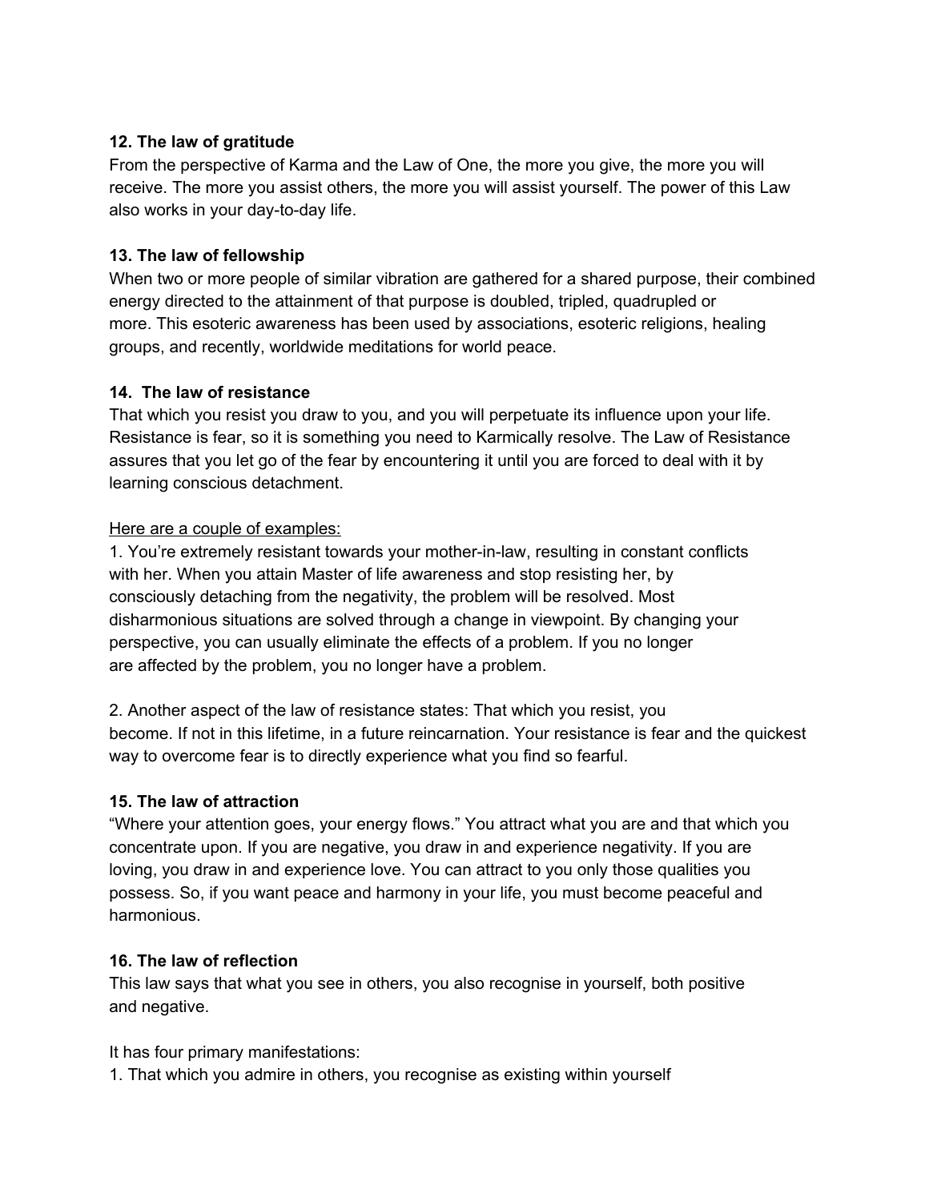**12. The law of gratitude**

From the perspective of Karma and the Law of One, the more you give, the more you will receive. The more you assist others, the more you will assist yourself. The power of this Law also works in your day-to-day life.

**13. The law of fellowship**

When two or more people of similar vibration are gathered for a shared purpose, their combined energy directed to the attainment of that purpose is doubled, tripled, quadrupled or more. This esoteric awareness has been used by associations, esoteric religions, healing groups, and recently, worldwide meditations for world peace.

**14. The law of resistance**

That which you resist you draw to you, and you will perpetuate its influence upon your life. Resistance is fear, so it is something you need to Karmically resolve. The Law of Resistance assures that you let go of the fear by encountering it until you are forced to deal with it by learning conscious detachment.

<u>Here are a couple of examples:</u>

1. You're extremely resistant towards your mother-in-law, resulting in constant conflicts with her. When you attain Master of life awareness and stop resisting her, by consciously detaching from the negativity, the problem will be resolved. Most disharmonious situations are solved through a change in viewpoint. By changing your perspective, you can usually eliminate the effects of a problem. If you no longer are affected by the problem, you no longer have a problem.

2. Another aspect of the law of resistance states: That which you resist, you become. If not in this lifetime, in a future reincarnation. Your resistance is fear and the quickest way to overcome fear is to directly experience what you find so fearful.

**15. The law of attraction**

"Where your attention goes, your energy flows." You attract what you are and that which you concentrate upon. If you are negative, you draw in and experience negativity. If you are loving, you draw in and experience love. You can attract to you only those qualities you possess. So, if you want peace and harmony in your life, you must become peaceful and harmonious.

**16. The law of reflection**

This law says that what you see in others, you also recognise in yourself, both positive and negative.

It has four primary manifestations:

1. That which you admire in others, you recognise as existing within yourself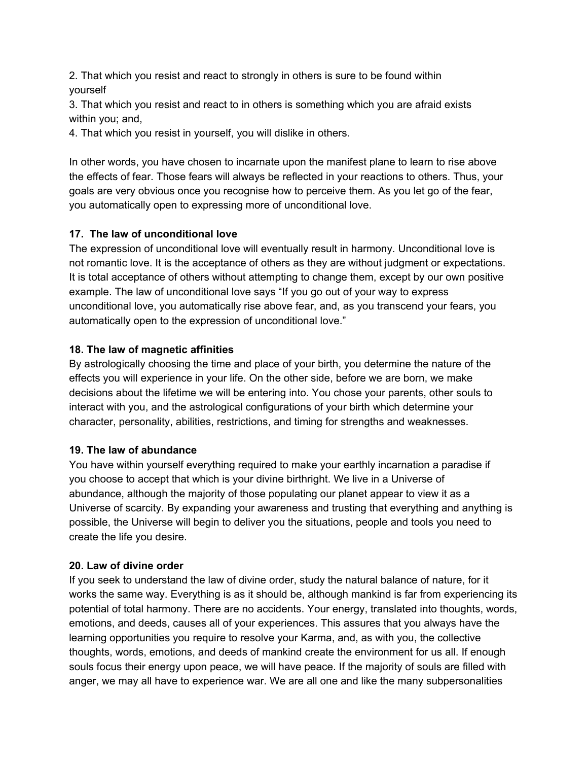2. That which you resist and react to strongly in others is sure to be found within yourself
3. That which you resist and react to in others is something which you are afraid exists within you; and,
4. That which you resist in yourself, you will dislike in others.

In other words, you have chosen to incarnate upon the manifest plane to learn to rise above the effects of fear. Those fears will always be reflected in your reactions to others. Thus, your goals are very obvious once you recognise how to perceive them. As you let go of the fear, you automatically open to expressing more of unconditional love.

**17. The law of unconditional love**

The expression of unconditional love will eventually result in harmony. Unconditional love is not romantic love. It is the acceptance of others as they are without judgment or expectations. It is total acceptance of others without attempting to change them, except by our own positive example. The law of unconditional love says "If you go out of your way to express unconditional love, you automatically rise above fear, and, as you transcend your fears, you automatically open to the expression of unconditional love."

**18. The law of magnetic affinities**

By astrologically choosing the time and place of your birth, you determine the nature of the effects you will experience in your life. On the other side, before we are born, we make decisions about the lifetime we will be entering into. You chose your parents, other souls to interact with you, and the astrological configurations of your birth which determine your character, personality, abilities, restrictions, and timing for strengths and weaknesses.

**19. The law of abundance**

You have within yourself everything required to make your earthly incarnation a paradise if you choose to accept that which is your divine birthright. We live in a Universe of abundance, although the majority of those populating our planet appear to view it as a Universe of scarcity. By expanding your awareness and trusting that everything and anything is possible, the Universe will begin to deliver you the situations, people and tools you need to create the life you desire.

**20. Law of divine order**

If you seek to understand the law of divine order, study the natural balance of nature, for it works the same way. Everything is as it should be, although mankind is far from experiencing its potential of total harmony. There are no accidents. Your energy, translated into thoughts, words, emotions, and deeds, causes all of your experiences. This assures that you always have the learning opportunities you require to resolve your Karma, and, as with you, the collective thoughts, words, emotions, and deeds of mankind create the environment for us all. If enough souls focus their energy upon peace, we will have peace. If the majority of souls are filled with anger, we may all have to experience war. We are all one and like the many subpersonalities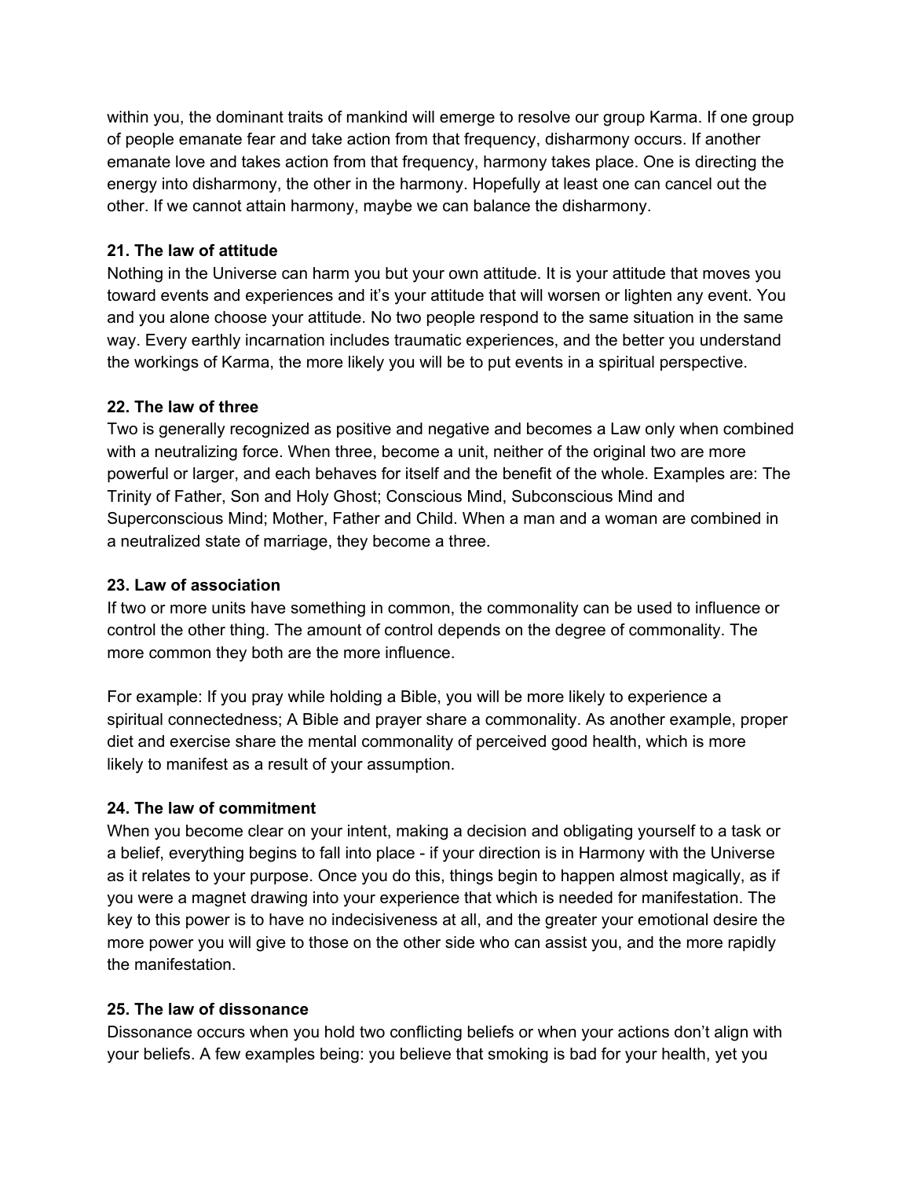within you, the dominant traits of mankind will emerge to resolve our group Karma. If one group of people emanate fear and take action from that frequency, disharmony occurs. If another emanate love and takes action from that frequency, harmony takes place. One is directing the energy into disharmony, the other in the harmony. Hopefully at least one can cancel out the other. If we cannot attain harmony, maybe we can balance the disharmony.

**21. The law of attitude**
Nothing in the Universe can harm you but your own attitude. It is your attitude that moves you toward events and experiences and it's your attitude that will worsen or lighten any event. You and you alone choose your attitude. No two people respond to the same situation in the same way. Every earthly incarnation includes traumatic experiences, and the better you understand the workings of Karma, the more likely you will be to put events in a spiritual perspective.

**22. The law of three**
Two is generally recognized as positive and negative and becomes a Law only when combined with a neutralizing force. When three, become a unit, neither of the original two are more powerful or larger, and each behaves for itself and the benefit of the whole. Examples are: The Trinity of Father, Son and Holy Ghost; Conscious Mind, Subconscious Mind and Superconscious Mind; Mother, Father and Child. When a man and a woman are combined in a neutralized state of marriage, they become a three.

**23. Law of association**
If two or more units have something in common, the commonality can be used to influence or control the other thing. The amount of control depends on the degree of commonality. The more common they both are the more influence.

For example: If you pray while holding a Bible, you will be more likely to experience a spiritual connectedness; A Bible and prayer share a commonality. As another example, proper diet and exercise share the mental commonality of perceived good health, which is more likely to manifest as a result of your assumption.

**24. The law of commitment**
When you become clear on your intent, making a decision and obligating yourself to a task or a belief, everything begins to fall into place - if your direction is in Harmony with the Universe as it relates to your purpose. Once you do this, things begin to happen almost magically, as if you were a magnet drawing into your experience that which is needed for manifestation. The key to this power is to have no indecisiveness at all, and the greater your emotional desire the more power you will give to those on the other side who can assist you, and the more rapidly the manifestation.

**25. The law of dissonance**
Dissonance occurs when you hold two conflicting beliefs or when your actions don't align with your beliefs. A few examples being: you believe that smoking is bad for your health, yet you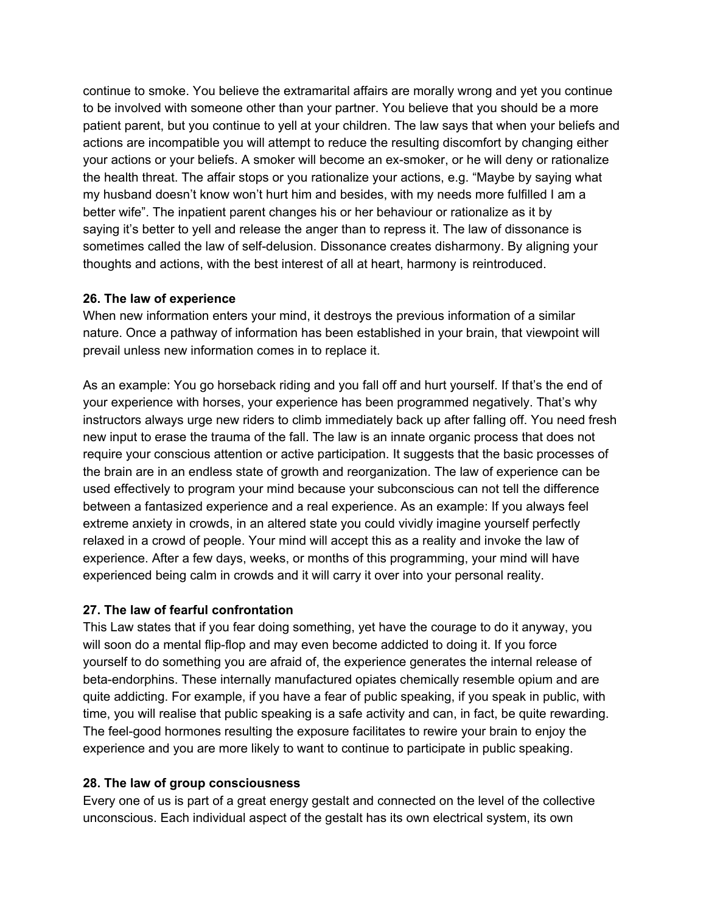continue to smoke. You believe the extramarital affairs are morally wrong and yet you continue to be involved with someone other than your partner. You believe that you should be a more patient parent, but you continue to yell at your children. The law says that when your beliefs and actions are incompatible you will attempt to reduce the resulting discomfort by changing either your actions or your beliefs. A smoker will become an ex-smoker, or he will deny or rationalize the health threat. The affair stops or you rationalize your actions, e.g. "Maybe by saying what my husband doesn't know won't hurt him and besides, with my needs more fulfilled I am a better wife". The inpatient parent changes his or her behaviour or rationalize as it by saying it's better to yell and release the anger than to repress it. The law of dissonance is sometimes called the law of self-delusion. Dissonance creates disharmony. By aligning your thoughts and actions, with the best interest of all at heart, harmony is reintroduced.

**26. The law of experience**

When new information enters your mind, it destroys the previous information of a similar nature. Once a pathway of information has been established in your brain, that viewpoint will prevail unless new information comes in to replace it.

As an example: You go horseback riding and you fall off and hurt yourself. If that's the end of your experience with horses, your experience has been programmed negatively. That's why instructors always urge new riders to climb immediately back up after falling off. You need fresh new input to erase the trauma of the fall. The law is an innate organic process that does not require your conscious attention or active participation. It suggests that the basic processes of the brain are in an endless state of growth and reorganization. The law of experience can be used effectively to program your mind because your subconscious can not tell the difference between a fantasized experience and a real experience. As an example: If you always feel extreme anxiety in crowds, in an altered state you could vividly imagine yourself perfectly relaxed in a crowd of people. Your mind will accept this as a reality and invoke the law of experience. After a few days, weeks, or months of this programming, your mind will have experienced being calm in crowds and it will carry it over into your personal reality.

**27. The law of fearful confrontation**

This Law states that if you fear doing something, yet have the courage to do it anyway, you will soon do a mental flip-flop and may even become addicted to doing it. If you force yourself to do something you are afraid of, the experience generates the internal release of beta-endorphins. These internally manufactured opiates chemically resemble opium and are quite addicting. For example, if you have a fear of public speaking, if you speak in public, with time, you will realise that public speaking is a safe activity and can, in fact, be quite rewarding. The feel-good hormones resulting the exposure facilitates to rewire your brain to enjoy the experience and you are more likely to want to continue to participate in public speaking.

**28. The law of group consciousness**

Every one of us is part of a great energy gestalt and connected on the level of the collective unconscious. Each individual aspect of the gestalt has its own electrical system, its own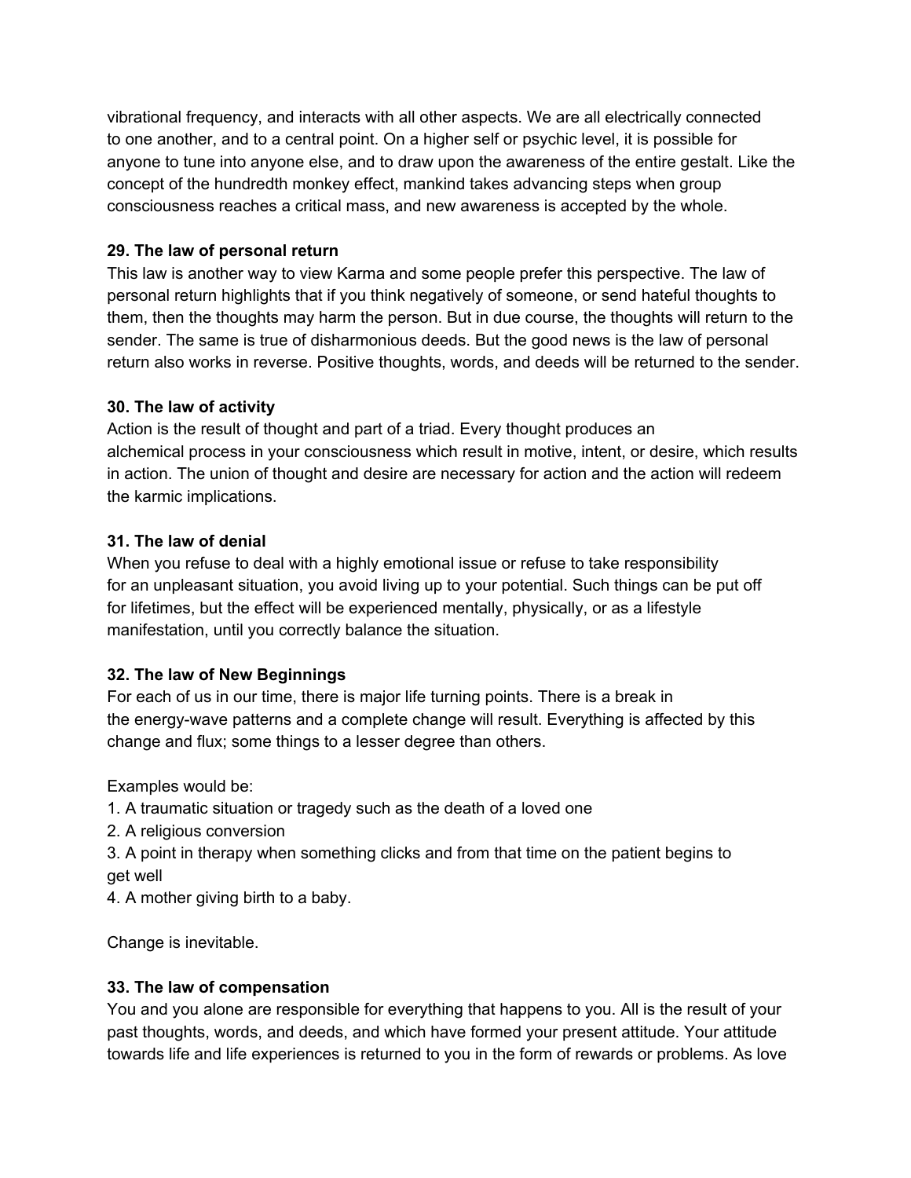vibrational frequency, and interacts with all other aspects. We are all electrically connected to one another, and to a central point. On a higher self or psychic level, it is possible for anyone to tune into anyone else, and to draw upon the awareness of the entire gestalt. Like the concept of the hundredth monkey effect, mankind takes advancing steps when group consciousness reaches a critical mass, and new awareness is accepted by the whole.

**29. The law of personal return**

This law is another way to view Karma and some people prefer this perspective. The law of personal return highlights that if you think negatively of someone, or send hateful thoughts to them, then the thoughts may harm the person. But in due course, the thoughts will return to the sender. The same is true of disharmonious deeds. But the good news is the law of personal return also works in reverse. Positive thoughts, words, and deeds will be returned to the sender.

**30. The law of activity**

Action is the result of thought and part of a triad. Every thought produces an alchemical process in your consciousness which result in motive, intent, or desire, which results in action. The union of thought and desire are necessary for action and the action will redeem the karmic implications.

**31. The law of denial**

When you refuse to deal with a highly emotional issue or refuse to take responsibility for an unpleasant situation, you avoid living up to your potential. Such things can be put off for lifetimes, but the effect will be experienced mentally, physically, or as a lifestyle manifestation, until you correctly balance the situation.

**32. The law of New Beginnings**

For each of us in our time, there is major life turning points. There is a break in the energy-wave patterns and a complete change will result. Everything is affected by this change and flux; some things to a lesser degree than others.

Examples would be:

1. A traumatic situation or tragedy such as the death of a loved one
2. A religious conversion
3. A point in therapy when something clicks and from that time on the patient begins to get well
4. A mother giving birth to a baby.

Change is inevitable.

**33. The law of compensation**

You and you alone are responsible for everything that happens to you. All is the result of your past thoughts, words, and deeds, and which have formed your present attitude. Your attitude towards life and life experiences is returned to you in the form of rewards or problems. As love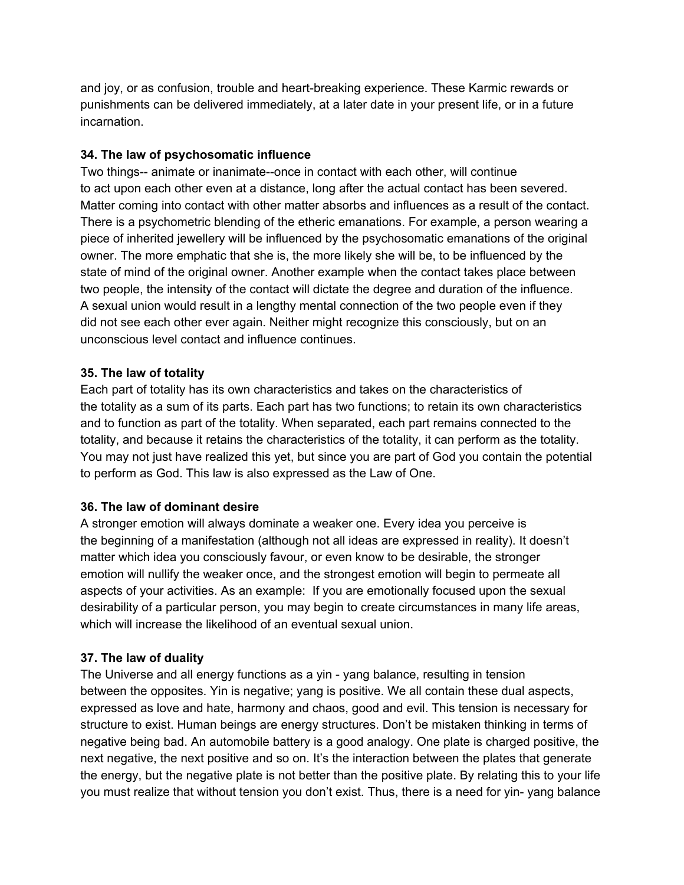and joy, or as confusion, trouble and heart-breaking experience. These Karmic rewards or punishments can be delivered immediately, at a later date in your present life, or in a future incarnation.

**34. The law of psychosomatic influence**

Two things-- animate or inanimate--once in contact with each other, will continue to act upon each other even at a distance, long after the actual contact has been severed. Matter coming into contact with other matter absorbs and influences as a result of the contact. There is a psychometric blending of the etheric emanations. For example, a person wearing a piece of inherited jewellery will be influenced by the psychosomatic emanations of the original owner. The more emphatic that she is, the more likely she will be, to be influenced by the state of mind of the original owner. Another example when the contact takes place between two people, the intensity of the contact will dictate the degree and duration of the influence. A sexual union would result in a lengthy mental connection of the two people even if they did not see each other ever again. Neither might recognize this consciously, but on an unconscious level contact and influence continues.

**35. The law of totality**

Each part of totality has its own characteristics and takes on the characteristics of the totality as a sum of its parts. Each part has two functions; to retain its own characteristics and to function as part of the totality. When separated, each part remains connected to the totality, and because it retains the characteristics of the totality, it can perform as the totality. You may not just have realized this yet, but since you are part of God you contain the potential to perform as God. This law is also expressed as the Law of One.

**36. The law of dominant desire**

A stronger emotion will always dominate a weaker one. Every idea you perceive is the beginning of a manifestation (although not all ideas are expressed in reality). It doesn't matter which idea you consciously favour, or even know to be desirable, the stronger emotion will nullify the weaker once, and the strongest emotion will begin to permeate all aspects of your activities. As an example: If you are emotionally focused upon the sexual desirability of a particular person, you may begin to create circumstances in many life areas, which will increase the likelihood of an eventual sexual union.

**37. The law of duality**

The Universe and all energy functions as a yin - yang balance, resulting in tension between the opposites. Yin is negative; yang is positive. We all contain these dual aspects, expressed as love and hate, harmony and chaos, good and evil. This tension is necessary for structure to exist. Human beings are energy structures. Don't be mistaken thinking in terms of negative being bad. An automobile battery is a good analogy. One plate is charged positive, the next negative, the next positive and so on. It's the interaction between the plates that generate the energy, but the negative plate is not better than the positive plate. By relating this to your life you must realize that without tension you don't exist. Thus, there is a need for yin- yang balance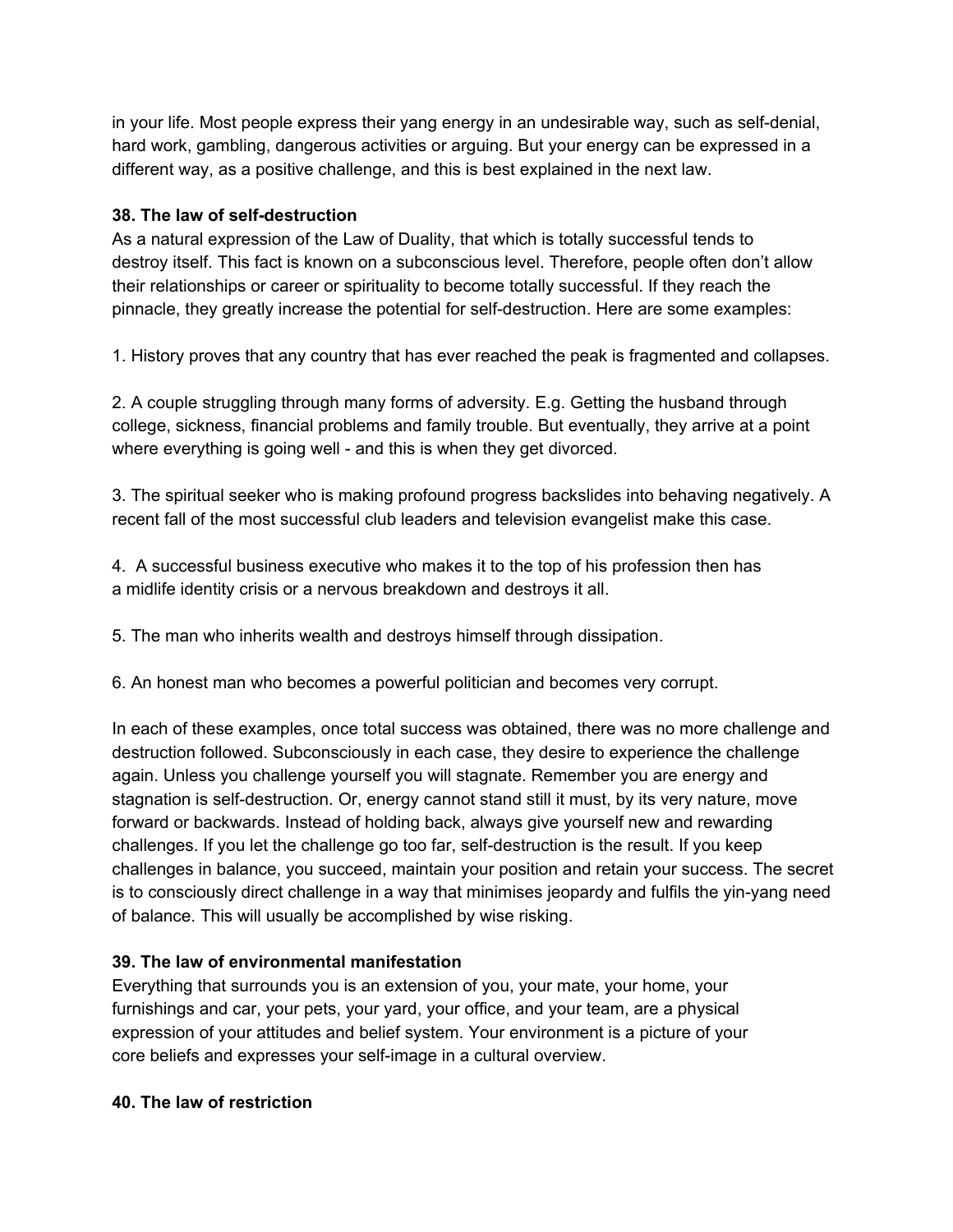in your life. Most people express their yang energy in an undesirable way, such as self-denial, hard work, gambling, dangerous activities or arguing. But your energy can be expressed in a different way, as a positive challenge, and this is best explained in the next law.

**38. The law of self-destruction**

As a natural expression of the Law of Duality, that which is totally successful tends to destroy itself. This fact is known on a subconscious level. Therefore, people often don't allow their relationships or career or spirituality to become totally successful. If they reach the pinnacle, they greatly increase the potential for self-destruction. Here are some examples:

1. History proves that any country that has ever reached the peak is fragmented and collapses.

2. A couple struggling through many forms of adversity. E.g. Getting the husband through college, sickness, financial problems and family trouble. But eventually, they arrive at a point where everything is going well - and this is when they get divorced.

3. The spiritual seeker who is making profound progress backslides into behaving negatively. A recent fall of the most successful club leaders and television evangelist make this case.

4. A successful business executive who makes it to the top of his profession then has a midlife identity crisis or a nervous breakdown and destroys it all.

5. The man who inherits wealth and destroys himself through dissipation.

6. An honest man who becomes a powerful politician and becomes very corrupt.

In each of these examples, once total success was obtained, there was no more challenge and destruction followed. Subconsciously in each case, they desire to experience the challenge again. Unless you challenge yourself you will stagnate. Remember you are energy and stagnation is self-destruction. Or, energy cannot stand still it must, by its very nature, move forward or backwards. Instead of holding back, always give yourself new and rewarding challenges. If you let the challenge go too far, self-destruction is the result. If you keep challenges in balance, you succeed, maintain your position and retain your success. The secret is to consciously direct challenge in a way that minimises jeopardy and fulfils the yin-yang need of balance. This will usually be accomplished by wise risking.

**39. The law of environmental manifestation**

Everything that surrounds you is an extension of you, your mate, your home, your furnishings and car, your pets, your yard, your office, and your team, are a physical expression of your attitudes and belief system. Your environment is a picture of your core beliefs and expresses your self-image in a cultural overview.

**40. The law of restriction**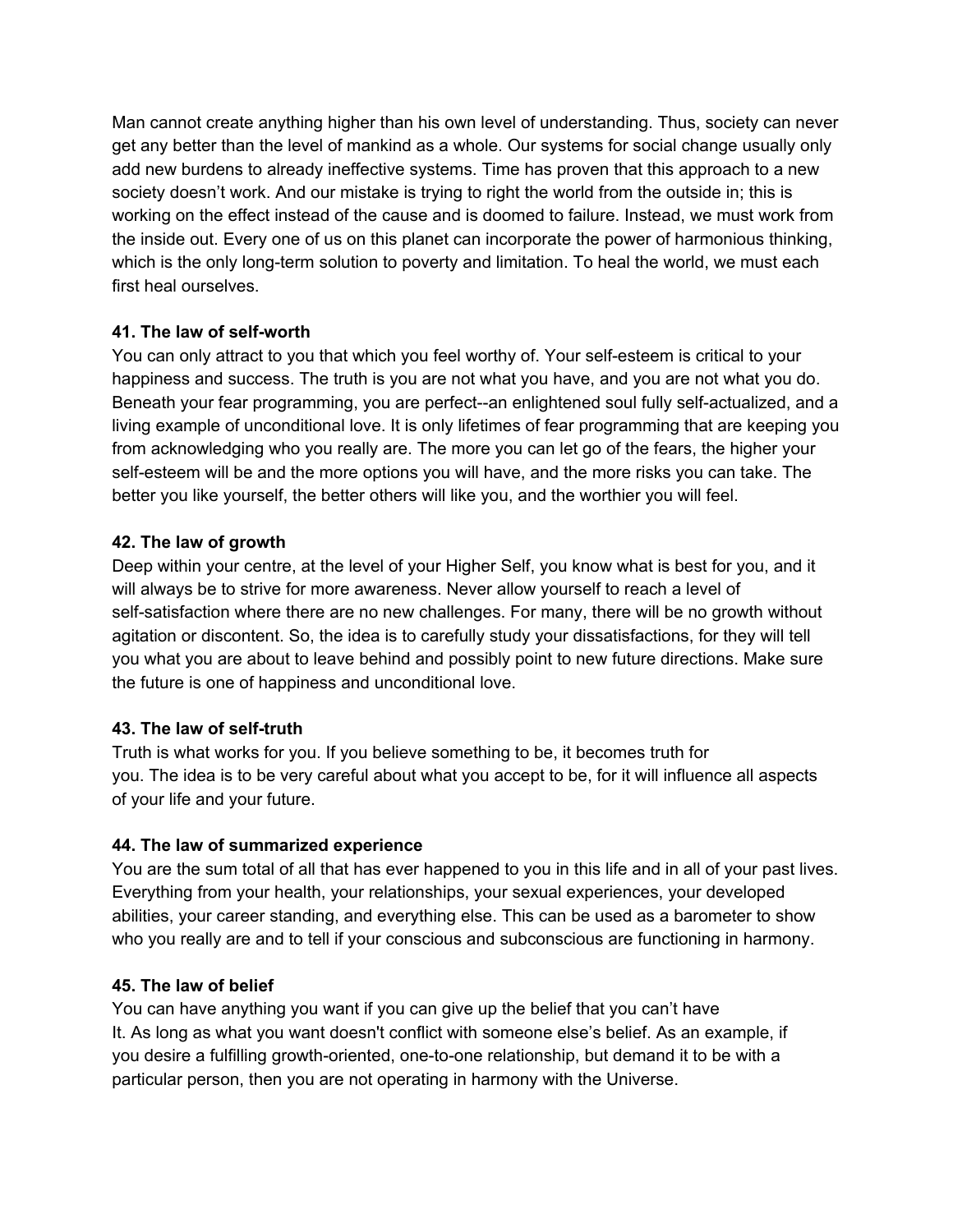Man cannot create anything higher than his own level of understanding. Thus, society can never get any better than the level of mankind as a whole. Our systems for social change usually only add new burdens to already ineffective systems. Time has proven that this approach to a new society doesn't work. And our mistake is trying to right the world from the outside in; this is working on the effect instead of the cause and is doomed to failure. Instead, we must work from the inside out. Every one of us on this planet can incorporate the power of harmonious thinking, which is the only long-term solution to poverty and limitation. To heal the world, we must each first heal ourselves.

**41. The law of self-worth**

You can only attract to you that which you feel worthy of. Your self-esteem is critical to your happiness and success. The truth is you are not what you have, and you are not what you do. Beneath your fear programming, you are perfect--an enlightened soul fully self-actualized, and a living example of unconditional love. It is only lifetimes of fear programming that are keeping you from acknowledging who you really are. The more you can let go of the fears, the higher your self-esteem will be and the more options you will have, and the more risks you can take. The better you like yourself, the better others will like you, and the worthier you will feel.

**42. The law of growth**

Deep within your centre, at the level of your Higher Self, you know what is best for you, and it will always be to strive for more awareness. Never allow yourself to reach a level of self-satisfaction where there are no new challenges. For many, there will be no growth without agitation or discontent. So, the idea is to carefully study your dissatisfactions, for they will tell you what you are about to leave behind and possibly point to new future directions. Make sure the future is one of happiness and unconditional love.

**43. The law of self-truth**

Truth is what works for you. If you believe something to be, it becomes truth for you. The idea is to be very careful about what you accept to be, for it will influence all aspects of your life and your future.

**44. The law of summarized experience**

You are the sum total of all that has ever happened to you in this life and in all of your past lives. Everything from your health, your relationships, your sexual experiences, your developed abilities, your career standing, and everything else. This can be used as a barometer to show who you really are and to tell if your conscious and subconscious are functioning in harmony.

**45. The law of belief**

You can have anything you want if you can give up the belief that you can't have It. As long as what you want doesn't conflict with someone else's belief. As an example, if you desire a fulfilling growth-oriented, one-to-one relationship, but demand it to be with a particular person, then you are not operating in harmony with the Universe.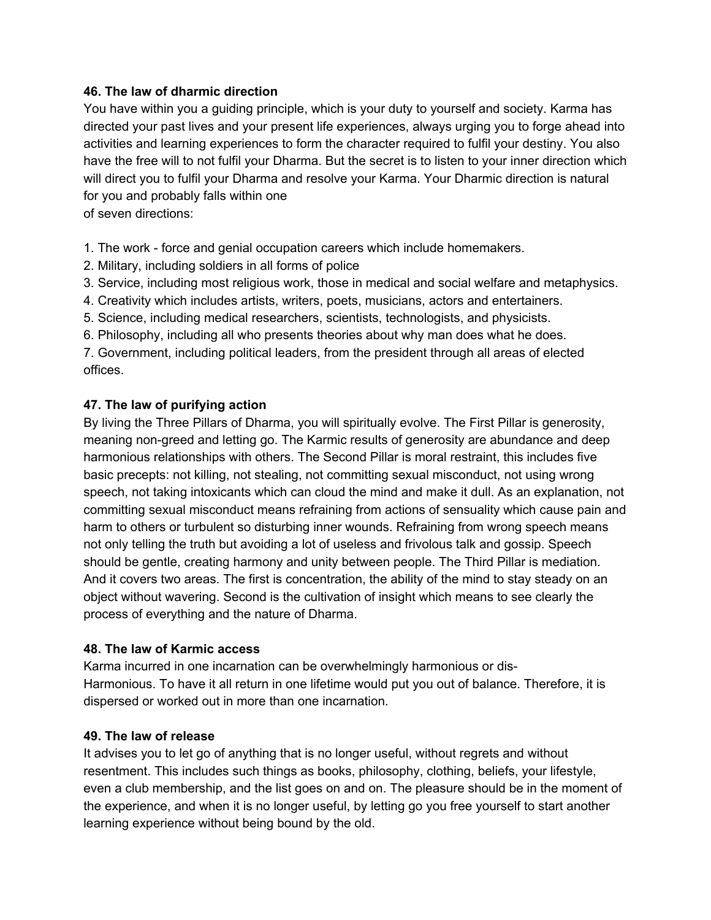**46. The law of dharmic direction**

You have within you a guiding principle, which is your duty to yourself and society. Karma has directed your past lives and your present life experiences, always urging you to forge ahead into activities and learning experiences to form the character required to fulfil your destiny. You also have the free will to not fulfil your Dharma. But the secret is to listen to your inner direction which will direct you to fulfil your Dharma and resolve your Karma. Your Dharmic direction is natural for you and probably falls within one
of seven directions:

1. The work - force and genial occupation careers which include homemakers.
2. Military, including soldiers in all forms of police
3. Service, including most religious work, those in medical and social welfare and metaphysics.
4. Creativity which includes artists, writers, poets, musicians, actors and entertainers.
5. Science, including medical researchers, scientists, technologists, and physicists.
6. Philosophy, including all who presents theories about why man does what he does.
7. Government, including political leaders, from the president through all areas of elected offices.

**47. The law of purifying action**

By living the Three Pillars of Dharma, you will spiritually evolve. The First Pillar is generosity, meaning non-greed and letting go. The Karmic results of generosity are abundance and deep harmonious relationships with others. The Second Pillar is moral restraint, this includes five basic precepts: not killing, not stealing, not committing sexual misconduct, not using wrong speech, not taking intoxicants which can cloud the mind and make it dull. As an explanation, not committing sexual misconduct means refraining from actions of sensuality which cause pain and harm to others or turbulent so disturbing inner wounds. Refraining from wrong speech means not only telling the truth but avoiding a lot of useless and frivolous talk and gossip. Speech should be gentle, creating harmony and unity between people. The Third Pillar is mediation. And it covers two areas. The first is concentration, the ability of the mind to stay steady on an object without wavering. Second is the cultivation of insight which means to see clearly the process of everything and the nature of Dharma.

**48. The law of Karmic access**

Karma incurred in one incarnation can be overwhelmingly harmonious or dis-
Harmonious. To have it all return in one lifetime would put you out of balance. Therefore, it is dispersed or worked out in more than one incarnation.

**49. The law of release**

It advises you to let go of anything that is no longer useful, without regrets and without resentment. This includes such things as books, philosophy, clothing, beliefs, your lifestyle, even a club membership, and the list goes on and on. The pleasure should be in the moment of the experience, and when it is no longer useful, by letting go you free yourself to start another learning experience without being bound by the old.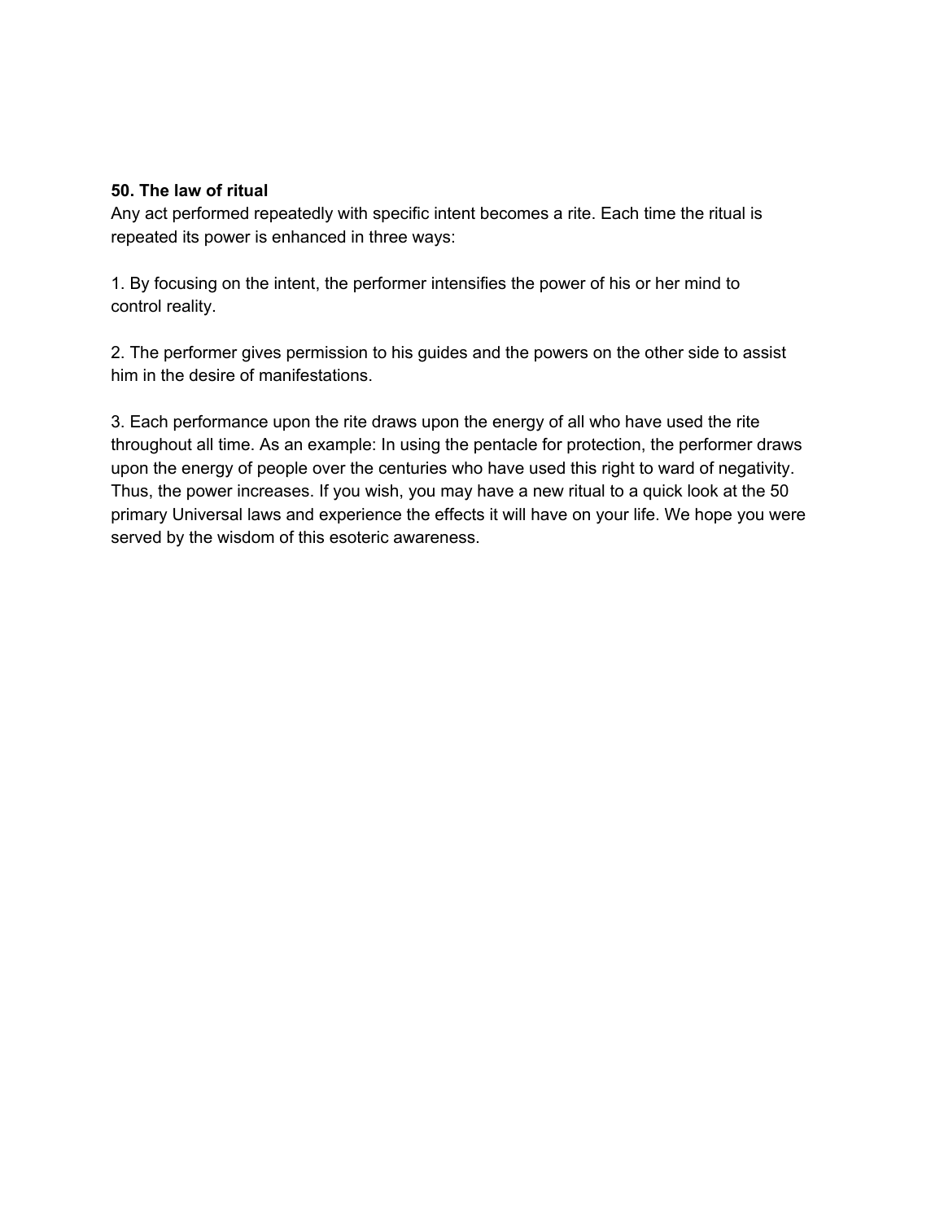**50. The law of ritual**

Any act performed repeatedly with specific intent becomes a rite. Each time the ritual is repeated its power is enhanced in three ways:

1. By focusing on the intent, the performer intensifies the power of his or her mind to control reality.

2. The performer gives permission to his guides and the powers on the other side to assist him in the desire of manifestations.

3. Each performance upon the rite draws upon the energy of all who have used the rite throughout all time. As an example: In using the pentacle for protection, the performer draws upon the energy of people over the centuries who have used this right to ward of negativity. Thus, the power increases. If you wish, you may have a new ritual to a quick look at the 50 primary Universal laws and experience the effects it will have on your life. We hope you were served by the wisdom of this esoteric awareness.